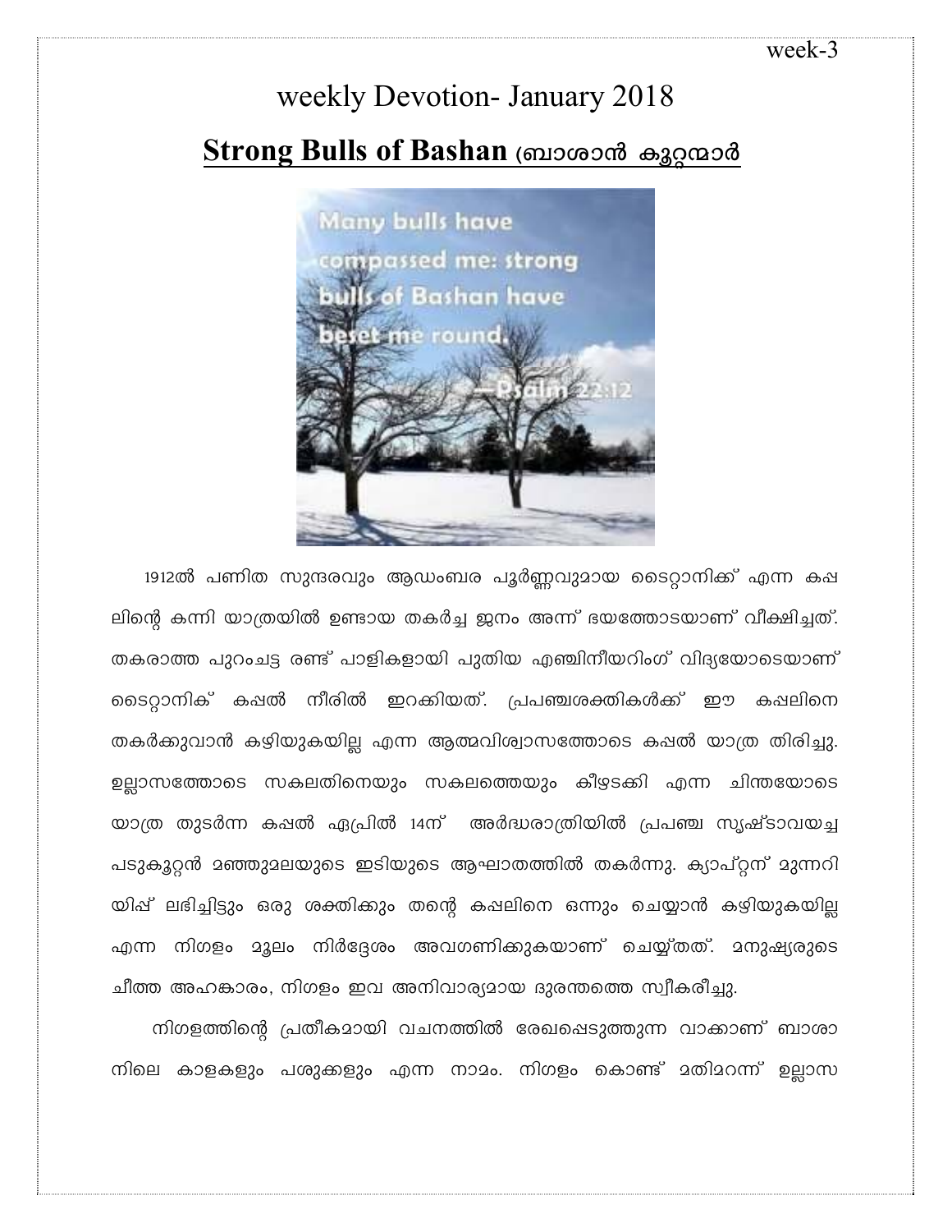week-3

# weekly Devotion- January 2018

## Strong Bulls of Bashan (ബാശാൻ കൂറ്റന്മാർ

Many bulls have compassed me: strong bulls of Bashan have beset me round.
—Psalm 22:12

1912ൽ പണിത സുന്ദരവും ആഡംബര പൂർണ്ണവുമായ ടൈറ്റാനിക്ക് എന്ന കപ്പലിന്റെ കന്നി യാത്രയിൽ ഉണ്ടായ തകർച്ച ജനം അന്ന് ഭയത്തോടയാണ് വീക്ഷിച്ചത്. തകരാത്ത പുറംചട്ട രണ്ട് പാളികളായി പുതിയ എഞ്ചിനീയറിംഗ് വിദ്യയോടെയാണ് ടൈറ്റാനിക് കപ്പൽ നീരിൽ ഇറക്കിയത്. പ്രപഞ്ചശക്തികൾക്ക് ഈ കപ്പലിനെ തകർക്കുവാൻ കഴിയുകയില്ല എന്ന ആത്മവിശ്വാസത്തോടെ കപ്പൽ യാത്ര തിരിച്ചു. ഉല്ലാസത്തോടെ സകലതിനെയും സകലത്തെയും കീഴടക്കി എന്ന ചിന്തയോടെ യാത്ര തുടർന്ന കപ്പൽ ഏപ്രിൽ 14ന് അർദ്ധരാത്രിയിൽ പ്രപഞ്ച സൃഷ്ടാവയച്ച പടുകൂറ്റൻ മഞ്ഞുമലയുടെ ഇടിയുടെ ആഘാതത്തിൽ തകർന്നു. ക്യാപ്റ്റന് മുന്നറിയിപ്പ് ലഭിച്ചിട്ടും ഒരു ശക്തിക്കും തന്റെ കപ്പലിനെ ഒന്നും ചെയ്യാൻ കഴിയുകയില്ല എന്ന നിഗളം മൂലം നിർദ്ദേശം അവഗണിക്കുകയാണ് ചെയ്യ്തത്. മനുഷ്യരുടെ ചീത്ത അഹങ്കാരം, നിഗളം ഇവ അനിവാര്യമായ ദുരന്തത്തെ സ്വീകരിച്ചു.

നിഗളത്തിന്റെ പ്രതീകമായി വചനത്തിൽ രേഖപ്പെടുത്തുന്ന വാക്കാണ് ബാശാനിലെ കാളകളും പശുക്കളും എന്ന നാമം. നിഗളം കൊണ്ട് മതിമറന്ന് ഉല്ലാസ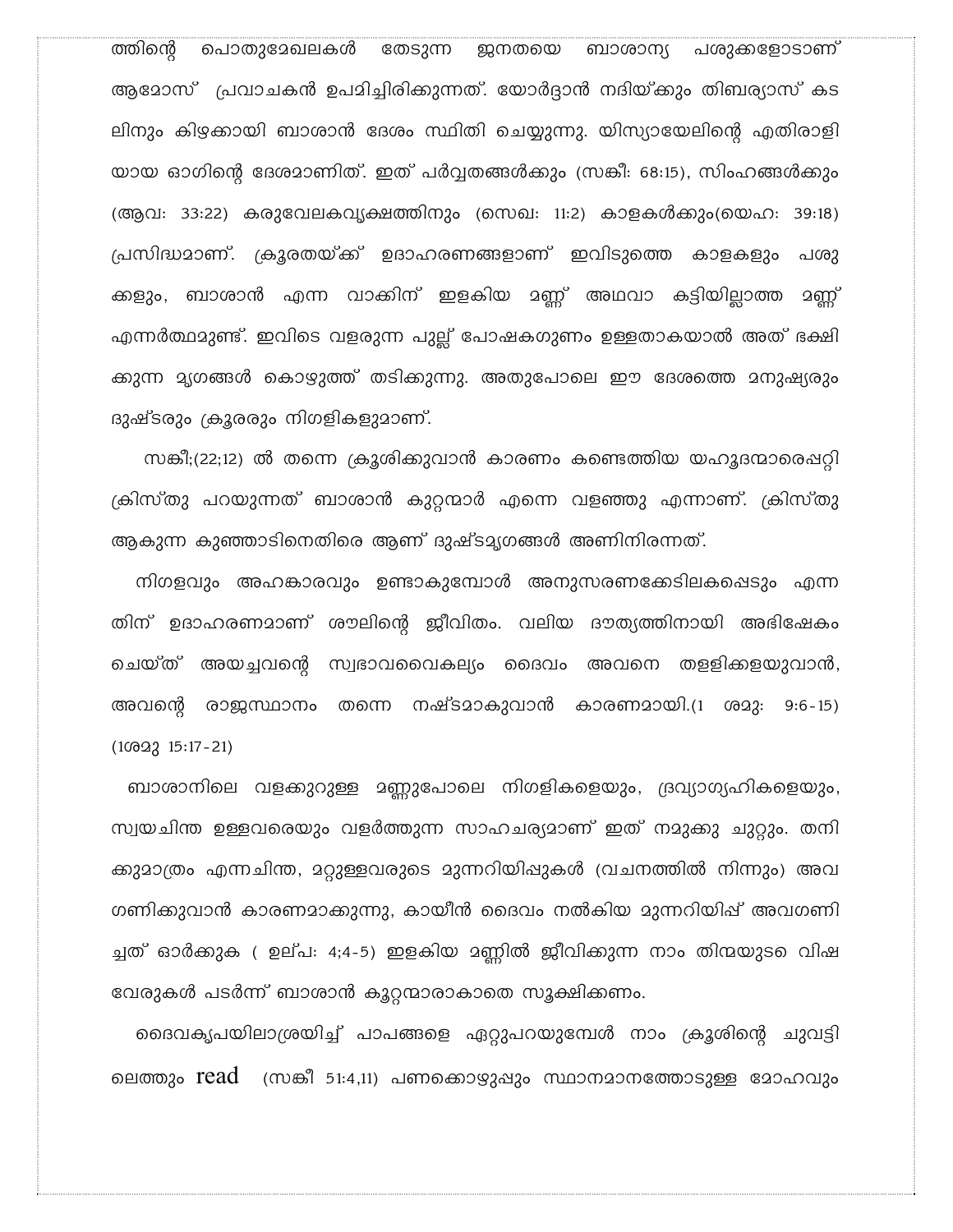ത്തിന്റെ പൊതുമേഖലകൾ തേടുന്ന ജനതയെ ബാശാന്യ പശുക്കളോടാണ് ആമോസ് പ്രവാചകൻ ഉപമിച്ചിരിക്കുന്നത്. യോർദ്ദാൻ നദിയ്ക്കും തിബര്യാസ് കട ലിനും കിഴക്കായി ബാശാൻ ദേശം സ്ഥിതി ചെയ്യുന്നു. യിസ്യായേലിന്റെ എതിരാളി യായ ഓഗിന്റെ ദേശമാണിത്. ഇത് പർവ്വതങ്ങൾക്കും (സങ്കീ: 68:15), സിംഹങ്ങൾക്കും (ആവ: 33:22) കരുവേലകവൃക്ഷത്തിനും (സെഖ: 11:2) കാളകൾക്കും(യെഹ: 39:18) പ്രസിദ്ധമാണ്. ക്രൂരതയ്ക്ക് ഉദാഹരണങ്ങളാണ് ഇവിടുത്തെ കാളകളും പശു ക്കളും, ബാശാൻ എന്ന വാക്കിന് ഇളകിയ മണ്ണ് അഥവാ കട്ടിയില്ലാത്ത മണ്ണ് എന്നർത്ഥമുണ്ട്. ഇവിടെ വളരുന്ന പുല്ല് പോഷകഗുണം ഉള്ളതാകയാൽ അത് ഭക്ഷി ക്കുന്ന മൃഗങ്ങൾ കൊഴുത്ത് തടിക്കുന്നു. അതുപോലെ ഈ ദേശത്തെ മനുഷ്യരും ദുഷ്ടരും ക്രൂരരും നിഗളികളുമാണ്.

സങ്കീ;(22;12) ൽ തന്നെ ക്രൂശിക്കുവാൻ കാരണം കണ്ടെത്തിയ യഹൂദന്മാരെപ്പറ്റി ക്രിസ്തു പറയുന്നത് ബാശാൻ കുറ്റന്മാർ എന്നെ വളഞ്ഞു എന്നാണ്. ക്രിസ്തു ആകുന്ന കുഞ്ഞാടിനെതിരെ ആണ് ദുഷ്ടമൃഗങ്ങൾ അണിനിരന്നത്.

നിഗളവും അഹങ്കാരവും ഉണ്ടാകുമ്പോൾ അനുസരണക്കേടിലകപ്പെടും എന്ന തിന് ഉദാഹരണമാണ് ശൗലിന്റെ ജീവിതം. വലിയ ദൗത്യത്തിനായി അഭിഷേകം ചെയ്ത് അയച്ചവന്റെ സ്വഭാവവൈകല്യം ദൈവം അവനെ തള്ളിക്കളയുവാൻ, അവന്റെ രാജസ്ഥാനം തന്നെ നഷ്ടമാകുവാൻ കാരണമായി.(1 ശമു: 9:6-15) (1ശമു 15:17-21)

ബാശാനിലെ വളക്കുറുള്ള മണ്ണുപോലെ നിഗളികളെയും, ദ്രവ്യാഗ്യഹികളെയും, സ്വയചിന്ത ഉള്ളവരെയും വളർത്തുന്ന സാഹചര്യമാണ് ഇത് നമുക്കു ചുറ്റും. തനി ക്കുമാത്രം എന്നചിന്ത, മറ്റുള്ളവരുടെ മുന്നറിയിപ്പുകൾ (വചനത്തിൽ നിന്നും) അവ ഗണിക്കുവാൻ കാരണമാക്കുന്നു, കായീൻ ദൈവം നൽകിയ മുന്നറിയിപ്പ് അവഗണി ച്ചത് ഓർക്കുക ( ഉല്പ: 4;4-5) ഇളകിയ മണ്ണിൽ ജീവിക്കുന്ന നാം തിന്മയുടെ വിഷ വേരുകൾ പടർന്ന് ബാശാൻ കൂറ്റന്മാരാകാതെ സൂക്ഷിക്കണം.

ദൈവകൃപയിലാശ്രയിച്ച് പാപങ്ങളെ ഏറ്റുപറയുമ്പോൾ നാം ക്രൂശിന്റെ ചുവട്ടി ലെത്തും read (സങ്കീ 51:4,11) പണക്കൊഴുപ്പും സ്ഥാനമാനത്തോടുള്ള മോഹവും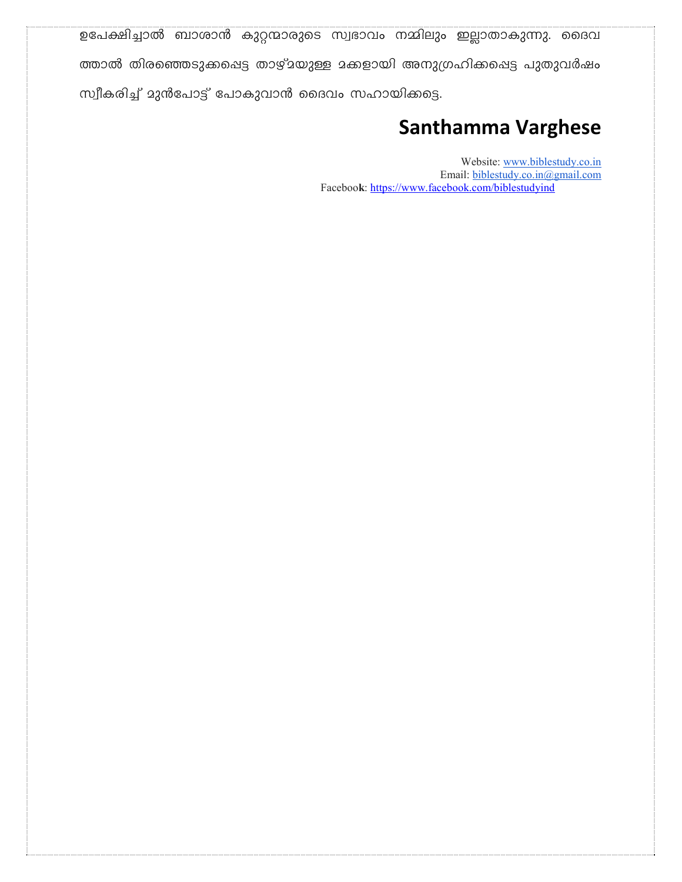ഉപേക്ഷിച്ചാൽ ബാശാൻ കുറ്റന്മാരുടെ സ്വഭാവം നമ്മിലും ഇല്ലാതാകുന്നു. ദൈവത്താൽ തിരഞ്ഞെടുക്കപ്പെട്ട താഴ്മയുള്ള മക്കളായി അനുഗ്രഹിക്കപ്പെട്ട പുതുവർഷം സ്വീകരിച്ച് മുൻപോട്ട് പോകുവാൻ ദൈവം സഹായിക്കട്ടെ.

**Santhamma Varghese**

Website: www.biblestudy.co.in
Email: biblestudy.co.in@gmail.com
Facebook: https://www.facebook.com/biblestudyind